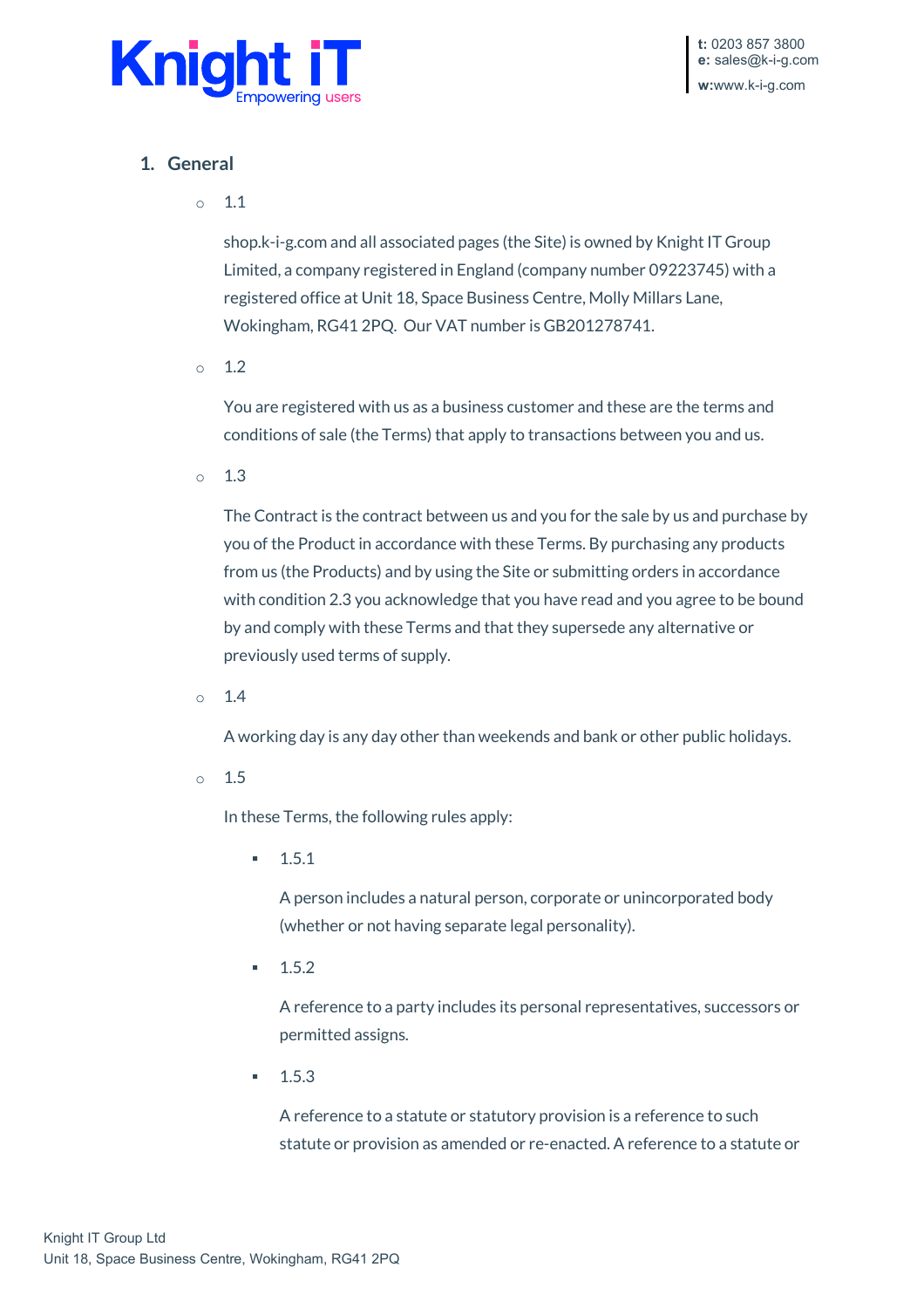## 1. General

- 1.1

  shop.k-i-g.com and all associated pages (the Site) is owned by Knight IT Group Limited, a company registered in England (company number 09223745) with a registered office at Unit 18, Space Business Centre, Molly Millars Lane, Wokingham, RG41 2PQ.  Our VAT number is GB201278741.

- 1.2

  You are registered with us as a business customer and these are the terms and conditions of sale (the Terms) that apply to transactions between you and us.

- 1.3

  The Contract is the contract between us and you for the sale by us and purchase by you of the Product in accordance with these Terms. By purchasing any products from us (the Products) and by using the Site or submitting orders in accordance with condition 2.3 you acknowledge that you have read and you agree to be bound by and comply with these Terms and that they supersede any alternative or previously used terms of supply.

- 1.4

  A working day is any day other than weekends and bank or other public holidays.

- 1.5

  In these Terms, the following rules apply:

  - 1.5.1

    A person includes a natural person, corporate or unincorporated body (whether or not having separate legal personality).

  - 1.5.2

    A reference to a party includes its personal representatives, successors or permitted assigns.

  - 1.5.3

    A reference to a statute or statutory provision is a reference to such statute or provision as amended or re-enacted. A reference to a statute or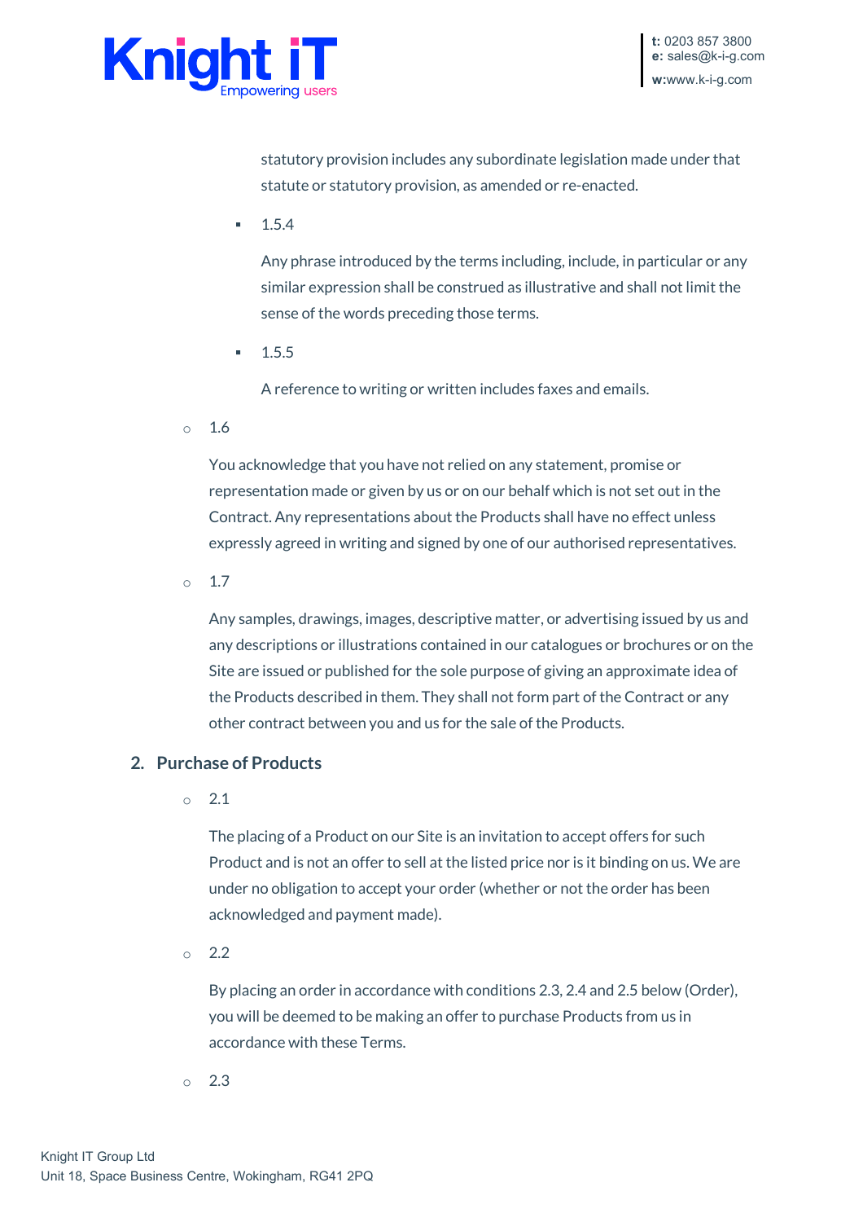statutory provision includes any subordinate legislation made under that statute or statutory provision, as amended or re-enacted.

- 1.5.4

  Any phrase introduced by the terms including, include, in particular or any similar expression shall be construed as illustrative and shall not limit the sense of the words preceding those terms.

- 1.5.5

  A reference to writing or written includes faxes and emails.

- 1.6

  You acknowledge that you have not relied on any statement, promise or representation made or given by us or on our behalf which is not set out in the Contract. Any representations about the Products shall have no effect unless expressly agreed in writing and signed by one of our authorised representatives.

- 1.7

  Any samples, drawings, images, descriptive matter, or advertising issued by us and any descriptions or illustrations contained in our catalogues or brochures or on the Site are issued or published for the sole purpose of giving an approximate idea of the Products described in them. They shall not form part of the Contract or any other contract between you and us for the sale of the Products.

## 2. Purchase of Products

- 2.1

  The placing of a Product on our Site is an invitation to accept offers for such Product and is not an offer to sell at the listed price nor is it binding on us. We are under no obligation to accept your order (whether or not the order has been acknowledged and payment made).

- 2.2

  By placing an order in accordance with conditions 2.3, 2.4 and 2.5 below (Order), you will be deemed to be making an offer to purchase Products from us in accordance with these Terms.

- 2.3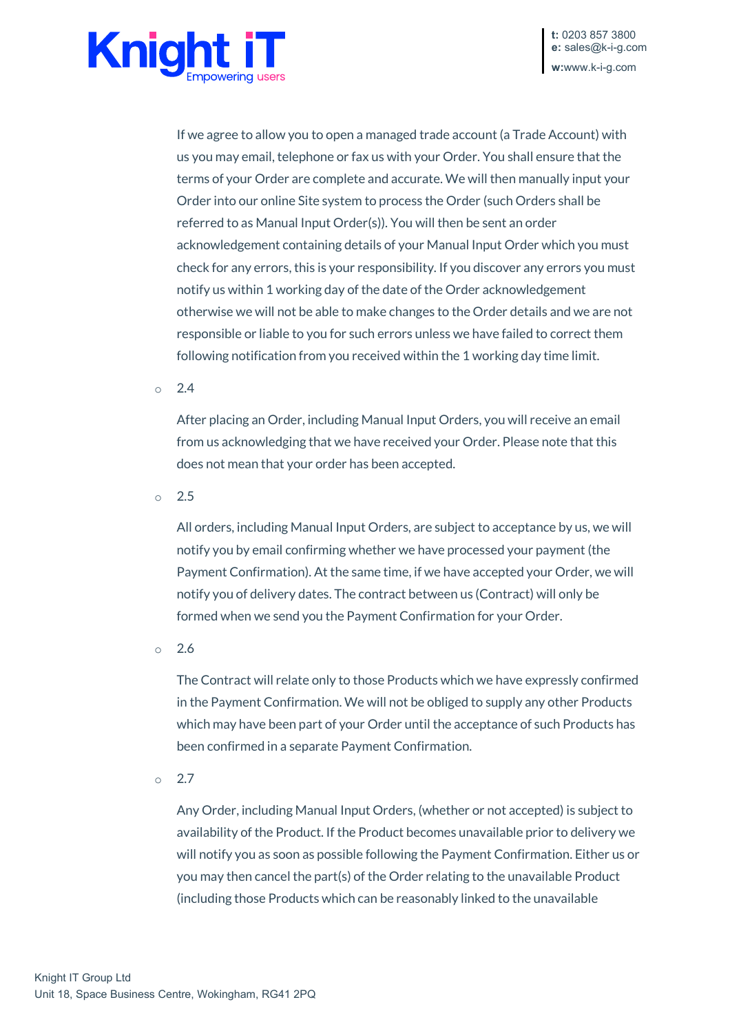If we agree to allow you to open a managed trade account (a Trade Account) with us you may email, telephone or fax us with your Order. You shall ensure that the terms of your Order are complete and accurate. We will then manually input your Order into our online Site system to process the Order (such Orders shall be referred to as Manual Input Order(s)). You will then be sent an order acknowledgement containing details of your Manual Input Order which you must check for any errors, this is your responsibility. If you discover any errors you must notify us within 1 working day of the date of the Order acknowledgement otherwise we will not be able to make changes to the Order details and we are not responsible or liable to you for such errors unless we have failed to correct them following notification from you received within the 1 working day time limit.

- 2.4

  After placing an Order, including Manual Input Orders, you will receive an email from us acknowledging that we have received your Order. Please note that this does not mean that your order has been accepted.

- 2.5

  All orders, including Manual Input Orders, are subject to acceptance by us, we will notify you by email confirming whether we have processed your payment (the Payment Confirmation). At the same time, if we have accepted your Order, we will notify you of delivery dates. The contract between us (Contract) will only be formed when we send you the Payment Confirmation for your Order.

- 2.6

  The Contract will relate only to those Products which we have expressly confirmed in the Payment Confirmation. We will not be obliged to supply any other Products which may have been part of your Order until the acceptance of such Products has been confirmed in a separate Payment Confirmation.

- 2.7

  Any Order, including Manual Input Orders, (whether or not accepted) is subject to availability of the Product. If the Product becomes unavailable prior to delivery we will notify you as soon as possible following the Payment Confirmation. Either us or you may then cancel the part(s) of the Order relating to the unavailable Product (including those Products which can be reasonably linked to the unavailable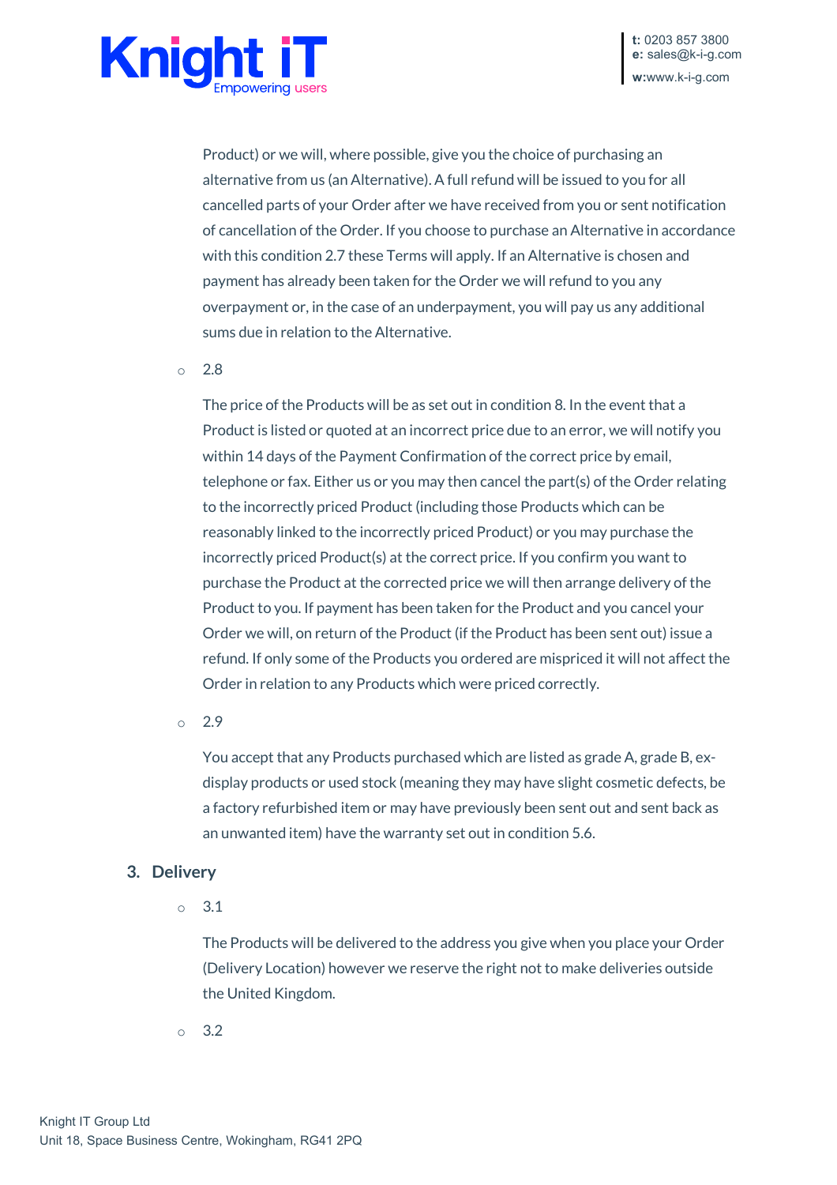Product) or we will, where possible, give you the choice of purchasing an alternative from us (an Alternative). A full refund will be issued to you for all cancelled parts of your Order after we have received from you or sent notification of cancellation of the Order. If you choose to purchase an Alternative in accordance with this condition 2.7 these Terms will apply. If an Alternative is chosen and payment has already been taken for the Order we will refund to you any overpayment or, in the case of an underpayment, you will pay us any additional sums due in relation to the Alternative.

- 2.8

  The price of the Products will be as set out in condition 8. In the event that a Product is listed or quoted at an incorrect price due to an error, we will notify you within 14 days of the Payment Confirmation of the correct price by email, telephone or fax. Either us or you may then cancel the part(s) of the Order relating to the incorrectly priced Product (including those Products which can be reasonably linked to the incorrectly priced Product) or you may purchase the incorrectly priced Product(s) at the correct price. If you confirm you want to purchase the Product at the corrected price we will then arrange delivery of the Product to you. If payment has been taken for the Product and you cancel your Order we will, on return of the Product (if the Product has been sent out) issue a refund. If only some of the Products you ordered are mispriced it will not affect the Order in relation to any Products which were priced correctly.

- 2.9

  You accept that any Products purchased which are listed as grade A, grade B, ex-display products or used stock (meaning they may have slight cosmetic defects, be a factory refurbished item or may have previously been sent out and sent back as an unwanted item) have the warranty set out in condition 5.6.

## 3. Delivery

- 3.1

  The Products will be delivered to the address you give when you place your Order (Delivery Location) however we reserve the right not to make deliveries outside the United Kingdom.

- 3.2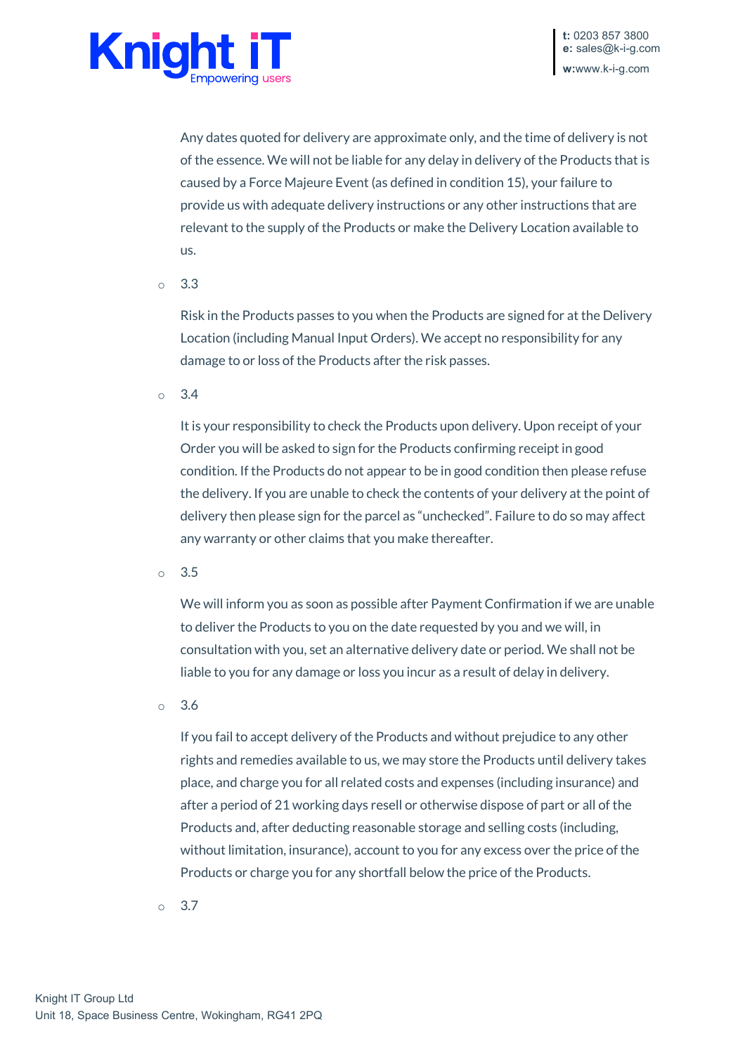Any dates quoted for delivery are approximate only, and the time of delivery is not of the essence. We will not be liable for any delay in delivery of the Products that is caused by a Force Majeure Event (as defined in condition 15), your failure to provide us with adequate delivery instructions or any other instructions that are relevant to the supply of the Products or make the Delivery Location available to us.

- 3.3

  Risk in the Products passes to you when the Products are signed for at the Delivery Location (including Manual Input Orders). We accept no responsibility for any damage to or loss of the Products after the risk passes.

- 3.4

  It is your responsibility to check the Products upon delivery. Upon receipt of your Order you will be asked to sign for the Products confirming receipt in good condition. If the Products do not appear to be in good condition then please refuse the delivery. If you are unable to check the contents of your delivery at the point of delivery then please sign for the parcel as "unchecked". Failure to do so may affect any warranty or other claims that you make thereafter.

- 3.5

  We will inform you as soon as possible after Payment Confirmation if we are unable to deliver the Products to you on the date requested by you and we will, in consultation with you, set an alternative delivery date or period. We shall not be liable to you for any damage or loss you incur as a result of delay in delivery.

- 3.6

  If you fail to accept delivery of the Products and without prejudice to any other rights and remedies available to us, we may store the Products until delivery takes place, and charge you for all related costs and expenses (including insurance) and after a period of 21 working days resell or otherwise dispose of part or all of the Products and, after deducting reasonable storage and selling costs (including, without limitation, insurance), account to you for any excess over the price of the Products or charge you for any shortfall below the price of the Products.

- 3.7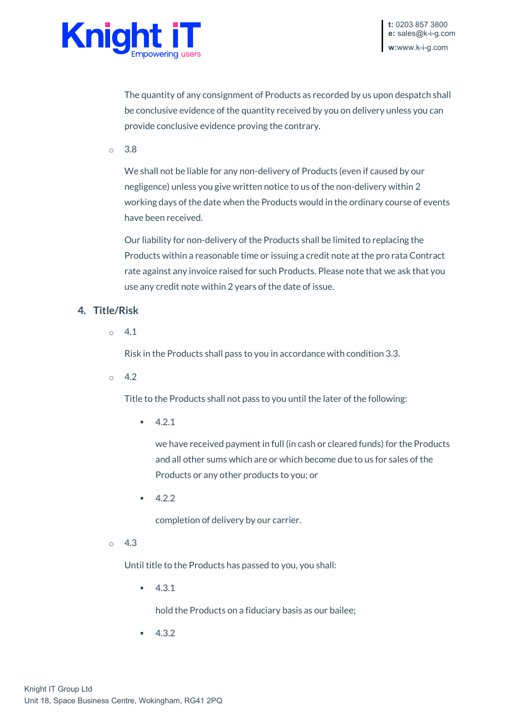The quantity of any consignment of Products as recorded by us upon despatch shall be conclusive evidence of the quantity received by you on delivery unless you can provide conclusive evidence proving the contrary.

- 3.8

  We shall not be liable for any non-delivery of Products (even if caused by our negligence) unless you give written notice to us of the non-delivery within 2 working days of the date when the Products would in the ordinary course of events have been received.

  Our liability for non-delivery of the Products shall be limited to replacing the Products within a reasonable time or issuing a credit note at the pro rata Contract rate against any invoice raised for such Products. Please note that we ask that you use any credit note within 2 years of the date of issue.

## 4. Title/Risk

- 4.1

  Risk in the Products shall pass to you in accordance with condition 3.3.

- 4.2

  Title to the Products shall not pass to you until the later of the following:

  - 4.2.1

    we have received payment in full (in cash or cleared funds) for the Products and all other sums which are or which become due to us for sales of the Products or any other products to you; or

  - 4.2.2

    completion of delivery by our carrier.

- 4.3

  Until title to the Products has passed to you, you shall:

  - 4.3.1

    hold the Products on a fiduciary basis as our bailee;

  - 4.3.2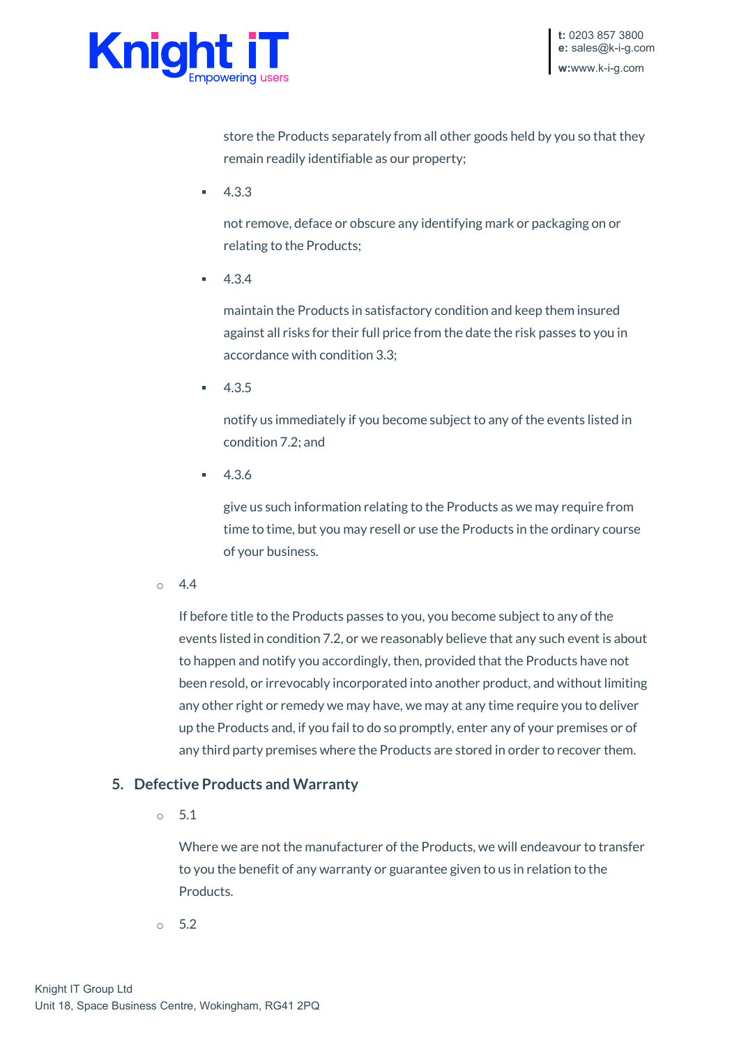store the Products separately from all other goods held by you so that they remain readily identifiable as our property;

- 4.3.3

  not remove, deface or obscure any identifying mark or packaging on or relating to the Products;

- 4.3.4

  maintain the Products in satisfactory condition and keep them insured against all risks for their full price from the date the risk passes to you in accordance with condition 3.3;

- 4.3.5

  notify us immediately if you become subject to any of the events listed in condition 7.2; and

- 4.3.6

  give us such information relating to the Products as we may require from time to time, but you may resell or use the Products in the ordinary course of your business.

- 4.4

  If before title to the Products passes to you, you become subject to any of the events listed in condition 7.2, or we reasonably believe that any such event is about to happen and notify you accordingly, then, provided that the Products have not been resold, or irrevocably incorporated into another product, and without limiting any other right or remedy we may have, we may at any time require you to deliver up the Products and, if you fail to do so promptly, enter any of your premises or of any third party premises where the Products are stored in order to recover them.

## 5. Defective Products and Warranty

- 5.1

  Where we are not the manufacturer of the Products, we will endeavour to transfer to you the benefit of any warranty or guarantee given to us in relation to the Products.

- 5.2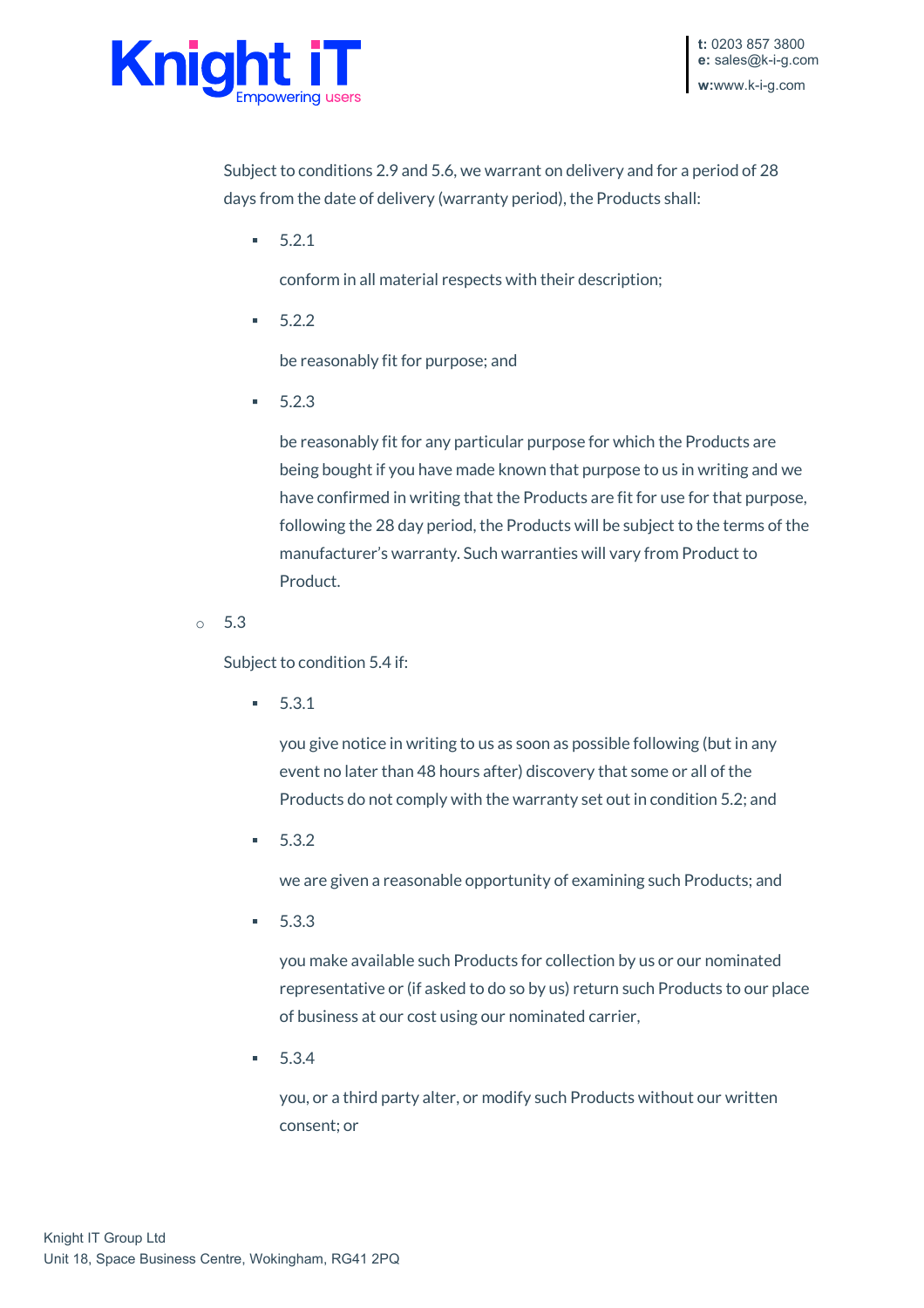Subject to conditions 2.9 and 5.6, we warrant on delivery and for a period of 28 days from the date of delivery (warranty period), the Products shall:

- 5.2.1

  conform in all material respects with their description;

- 5.2.2

  be reasonably fit for purpose; and

- 5.2.3

  be reasonably fit for any particular purpose for which the Products are being bought if you have made known that purpose to us in writing and we have confirmed in writing that the Products are fit for use for that purpose, following the 28 day period, the Products will be subject to the terms of the manufacturer's warranty. Such warranties will vary from Product to Product.

- 5.3

  Subject to condition 5.4 if:

  - 5.3.1

    you give notice in writing to us as soon as possible following (but in any event no later than 48 hours after) discovery that some or all of the Products do not comply with the warranty set out in condition 5.2; and

  - 5.3.2

    we are given a reasonable opportunity of examining such Products; and

  - 5.3.3

    you make available such Products for collection by us or our nominated representative or (if asked to do so by us) return such Products to our place of business at our cost using our nominated carrier,

  - 5.3.4

    you, or a third party alter, or modify such Products without our written consent; or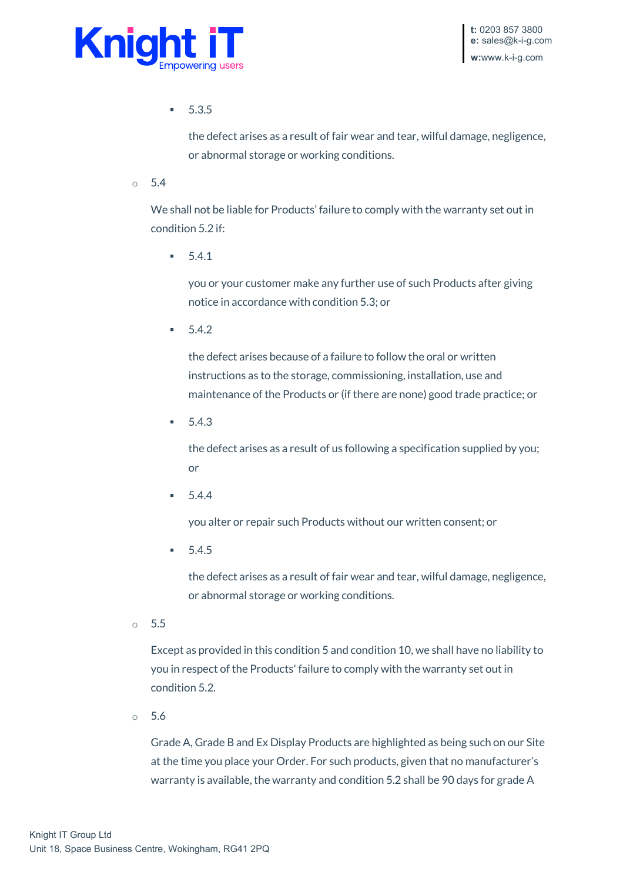- 5.3.5

  the defect arises as a result of fair wear and tear, wilful damage, negligence, or abnormal storage or working conditions.

- 5.4

  We shall not be liable for Products' failure to comply with the warranty set out in condition 5.2 if:

  - 5.4.1

    you or your customer make any further use of such Products after giving notice in accordance with condition 5.3; or

  - 5.4.2

    the defect arises because of a failure to follow the oral or written instructions as to the storage, commissioning, installation, use and maintenance of the Products or (if there are none) good trade practice; or

  - 5.4.3

    the defect arises as a result of us following a specification supplied by you; or

  - 5.4.4

    you alter or repair such Products without our written consent; or

  - 5.4.5

    the defect arises as a result of fair wear and tear, wilful damage, negligence, or abnormal storage or working conditions.

- 5.5

  Except as provided in this condition 5 and condition 10, we shall have no liability to you in respect of the Products' failure to comply with the warranty set out in condition 5.2.

- 5.6

  Grade A, Grade B and Ex Display Products are highlighted as being such on our Site at the time you place your Order. For such products, given that no manufacturer's warranty is available, the warranty and condition 5.2 shall be 90 days for grade A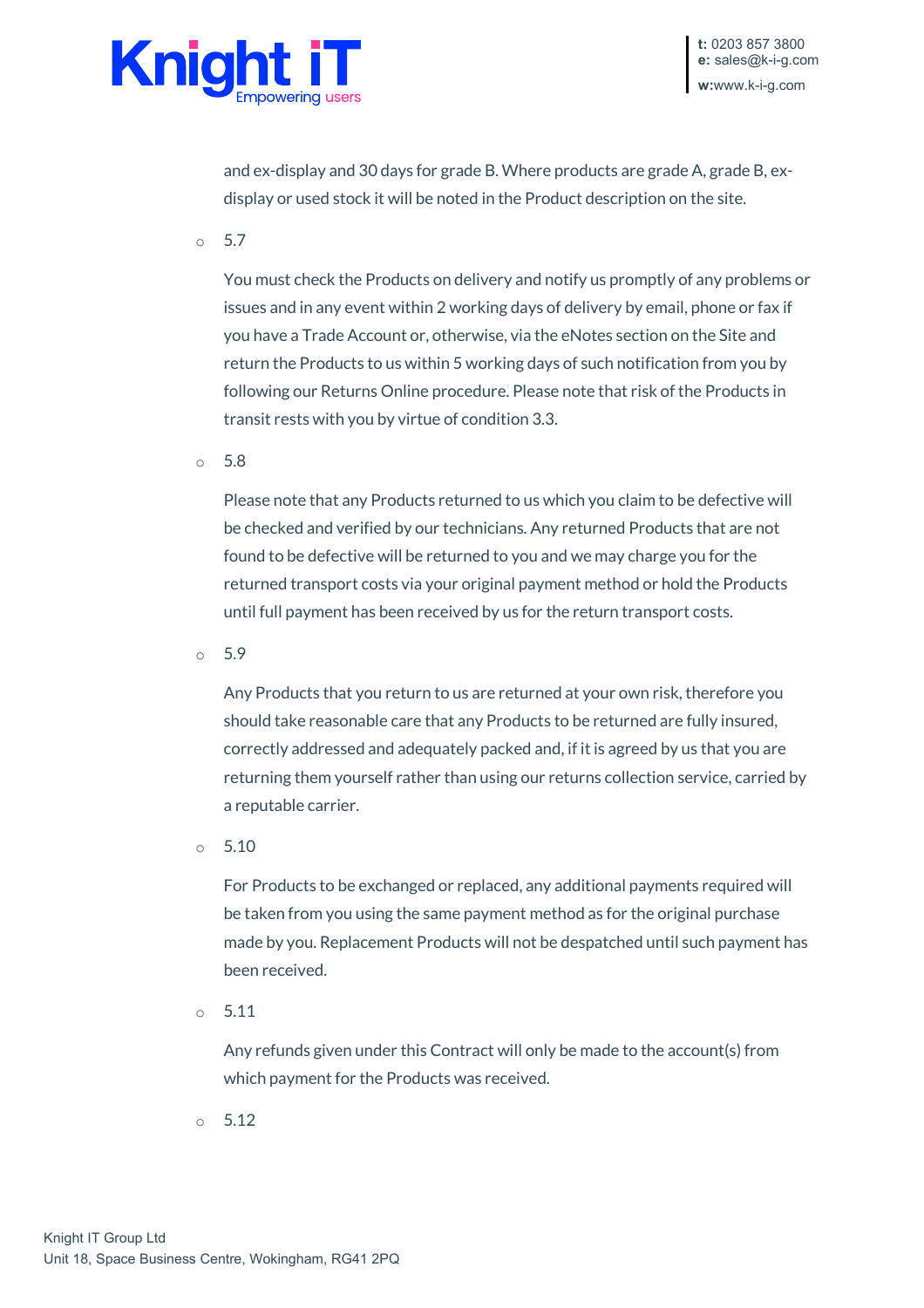and ex-display and 30 days for grade B. Where products are grade A, grade B, ex-display or used stock it will be noted in the Product description on the site.

- 5.7

  You must check the Products on delivery and notify us promptly of any problems or issues and in any event within 2 working days of delivery by email, phone or fax if you have a Trade Account or, otherwise, via the eNotes section on the Site and return the Products to us within 5 working days of such notification from you by following our Returns Online procedure. Please note that risk of the Products in transit rests with you by virtue of condition 3.3.

- 5.8

  Please note that any Products returned to us which you claim to be defective will be checked and verified by our technicians. Any returned Products that are not found to be defective will be returned to you and we may charge you for the returned transport costs via your original payment method or hold the Products until full payment has been received by us for the return transport costs.

- 5.9

  Any Products that you return to us are returned at your own risk, therefore you should take reasonable care that any Products to be returned are fully insured, correctly addressed and adequately packed and, if it is agreed by us that you are returning them yourself rather than using our returns collection service, carried by a reputable carrier.

- 5.10

  For Products to be exchanged or replaced, any additional payments required will be taken from you using the same payment method as for the original purchase made by you. Replacement Products will not be despatched until such payment has been received.

- 5.11

  Any refunds given under this Contract will only be made to the account(s) from which payment for the Products was received.

- 5.12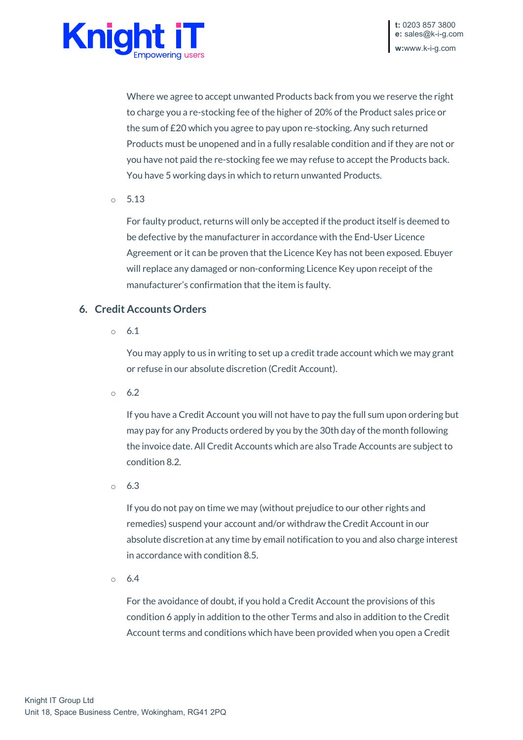Where we agree to accept unwanted Products back from you we reserve the right to charge you a re-stocking fee of the higher of 20% of the Product sales price or the sum of £20 which you agree to pay upon re-stocking. Any such returned Products must be unopened and in a fully resalable condition and if they are not or you have not paid the re-stocking fee we may refuse to accept the Products back. You have 5 working days in which to return unwanted Products.

- 5.13

  For faulty product, returns will only be accepted if the product itself is deemed to be defective by the manufacturer in accordance with the End-User Licence Agreement or it can be proven that the Licence Key has not been exposed. Ebuyer will replace any damaged or non-conforming Licence Key upon receipt of the manufacturer's confirmation that the item is faulty.

## 6. Credit Accounts Orders

- 6.1

  You may apply to us in writing to set up a credit trade account which we may grant or refuse in our absolute discretion (Credit Account).

- 6.2

  If you have a Credit Account you will not have to pay the full sum upon ordering but may pay for any Products ordered by you by the 30th day of the month following the invoice date. All Credit Accounts which are also Trade Accounts are subject to condition 8.2.

- 6.3

  If you do not pay on time we may (without prejudice to our other rights and remedies) suspend your account and/or withdraw the Credit Account in our absolute discretion at any time by email notification to you and also charge interest in accordance with condition 8.5.

- 6.4

  For the avoidance of doubt, if you hold a Credit Account the provisions of this condition 6 apply in addition to the other Terms and also in addition to the Credit Account terms and conditions which have been provided when you open a Credit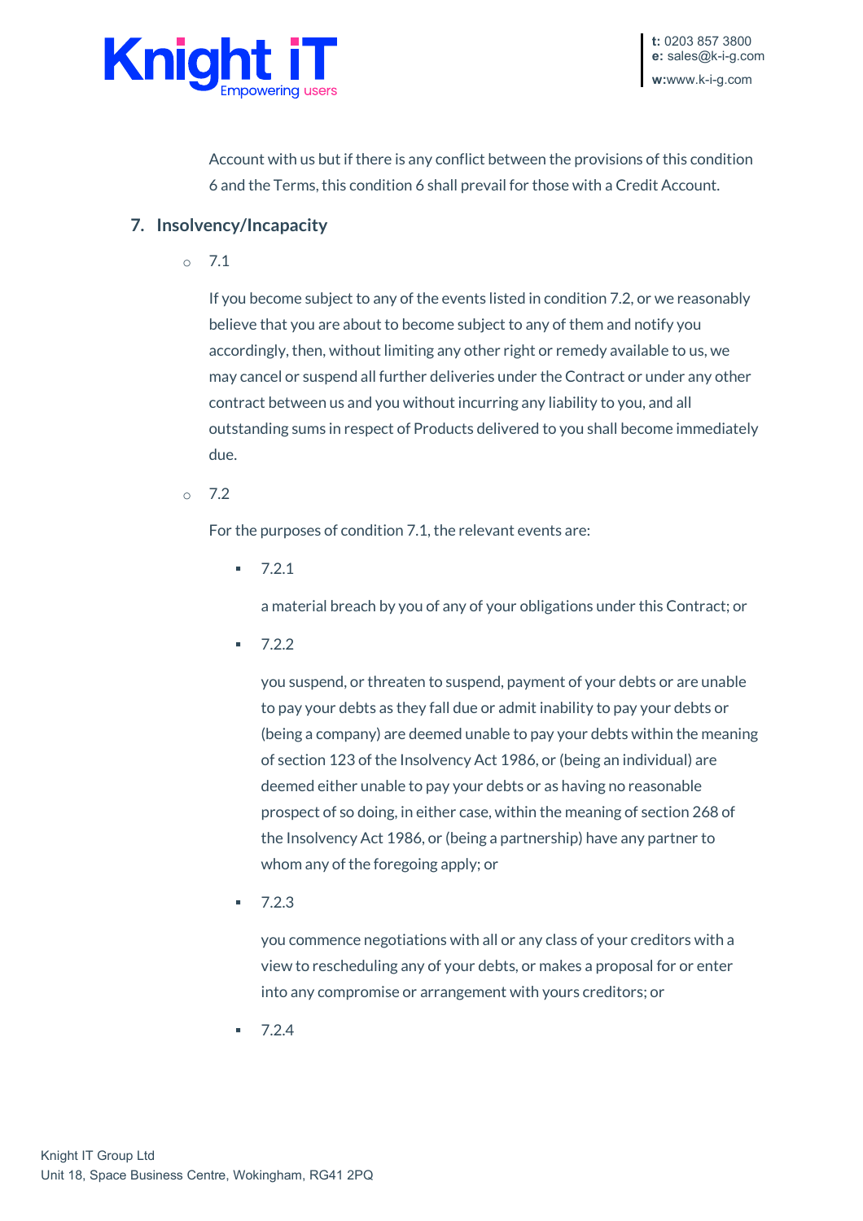Account with us but if there is any conflict between the provisions of this condition 6 and the Terms, this condition 6 shall prevail for those with a Credit Account.

## 7. Insolvency/Incapacity

- 7.1

  If you become subject to any of the events listed in condition 7.2, or we reasonably believe that you are about to become subject to any of them and notify you accordingly, then, without limiting any other right or remedy available to us, we may cancel or suspend all further deliveries under the Contract or under any other contract between us and you without incurring any liability to you, and all outstanding sums in respect of Products delivered to you shall become immediately due.

- 7.2

  For the purposes of condition 7.1, the relevant events are:

  - 7.2.1

    a material breach by you of any of your obligations under this Contract; or

  - 7.2.2

    you suspend, or threaten to suspend, payment of your debts or are unable to pay your debts as they fall due or admit inability to pay your debts or (being a company) are deemed unable to pay your debts within the meaning of section 123 of the Insolvency Act 1986, or (being an individual) are deemed either unable to pay your debts or as having no reasonable prospect of so doing, in either case, within the meaning of section 268 of the Insolvency Act 1986, or (being a partnership) have any partner to whom any of the foregoing apply; or

  - 7.2.3

    you commence negotiations with all or any class of your creditors with a view to rescheduling any of your debts, or makes a proposal for or enter into any compromise or arrangement with yours creditors; or

  - 7.2.4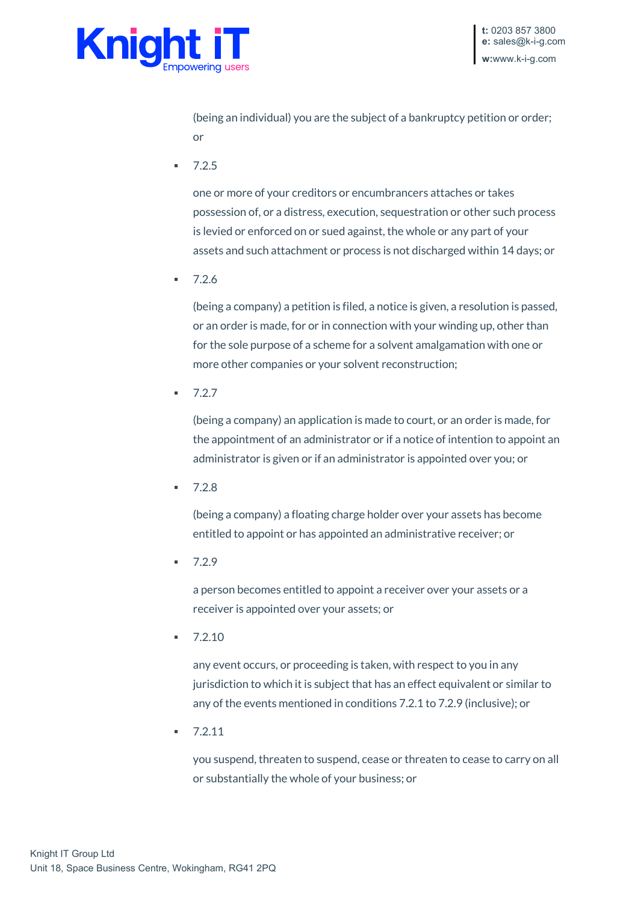(being an individual) you are the subject of a bankruptcy petition or order; or

- 7.2.5

  one or more of your creditors or encumbrancers attaches or takes possession of, or a distress, execution, sequestration or other such process is levied or enforced on or sued against, the whole or any part of your assets and such attachment or process is not discharged within 14 days; or

- 7.2.6

  (being a company) a petition is filed, a notice is given, a resolution is passed, or an order is made, for or in connection with your winding up, other than for the sole purpose of a scheme for a solvent amalgamation with one or more other companies or your solvent reconstruction;

- 7.2.7

  (being a company) an application is made to court, or an order is made, for the appointment of an administrator or if a notice of intention to appoint an administrator is given or if an administrator is appointed over you; or

- 7.2.8

  (being a company) a floating charge holder over your assets has become entitled to appoint or has appointed an administrative receiver; or

- 7.2.9

  a person becomes entitled to appoint a receiver over your assets or a receiver is appointed over your assets; or

- 7.2.10

  any event occurs, or proceeding is taken, with respect to you in any jurisdiction to which it is subject that has an effect equivalent or similar to any of the events mentioned in conditions 7.2.1 to 7.2.9 (inclusive); or

- 7.2.11

  you suspend, threaten to suspend, cease or threaten to cease to carry on all or substantially the whole of your business; or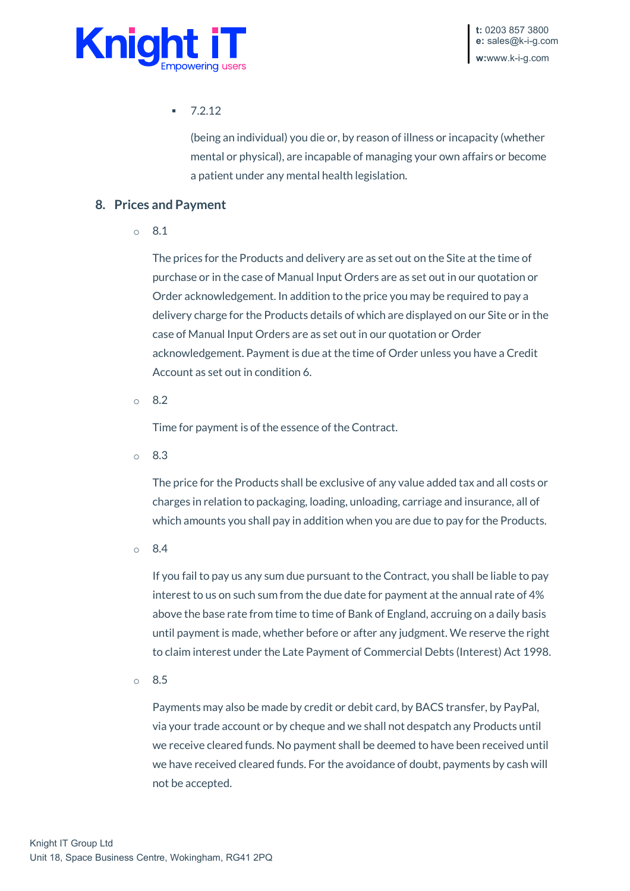- 7.2.12

  (being an individual) you die or, by reason of illness or incapacity (whether mental or physical), are incapable of managing your own affairs or become a patient under any mental health legislation.

## 8. Prices and Payment

- 8.1

  The prices for the Products and delivery are as set out on the Site at the time of purchase or in the case of Manual Input Orders are as set out in our quotation or Order acknowledgement. In addition to the price you may be required to pay a delivery charge for the Products details of which are displayed on our Site or in the case of Manual Input Orders are as set out in our quotation or Order acknowledgement. Payment is due at the time of Order unless you have a Credit Account as set out in condition 6.

- 8.2

  Time for payment is of the essence of the Contract.

- 8.3

  The price for the Products shall be exclusive of any value added tax and all costs or charges in relation to packaging, loading, unloading, carriage and insurance, all of which amounts you shall pay in addition when you are due to pay for the Products.

- 8.4

  If you fail to pay us any sum due pursuant to the Contract, you shall be liable to pay interest to us on such sum from the due date for payment at the annual rate of 4% above the base rate from time to time of Bank of England, accruing on a daily basis until payment is made, whether before or after any judgment. We reserve the right to claim interest under the Late Payment of Commercial Debts (Interest) Act 1998.

- 8.5

  Payments may also be made by credit or debit card, by BACS transfer, by PayPal, via your trade account or by cheque and we shall not despatch any Products until we receive cleared funds. No payment shall be deemed to have been received until we have received cleared funds. For the avoidance of doubt, payments by cash will not be accepted.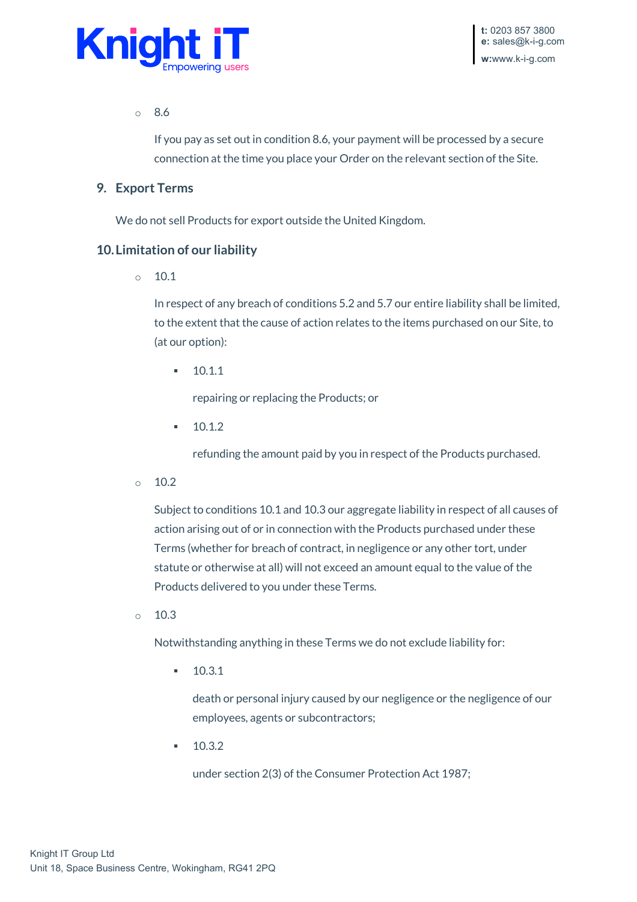- 8.6

  If you pay as set out in condition 8.6, your payment will be processed by a secure connection at the time you place your Order on the relevant section of the Site.

## 9. Export Terms

We do not sell Products for export outside the United Kingdom.

## 10. Limitation of our liability

- 10.1

  In respect of any breach of conditions 5.2 and 5.7 our entire liability shall be limited, to the extent that the cause of action relates to the items purchased on our Site, to (at our option):

  - 10.1.1

    repairing or replacing the Products; or

  - 10.1.2

    refunding the amount paid by you in respect of the Products purchased.

- 10.2

  Subject to conditions 10.1 and 10.3 our aggregate liability in respect of all causes of action arising out of or in connection with the Products purchased under these Terms (whether for breach of contract, in negligence or any other tort, under statute or otherwise at all) will not exceed an amount equal to the value of the Products delivered to you under these Terms.

- 10.3

  Notwithstanding anything in these Terms we do not exclude liability for:

  - 10.3.1

    death or personal injury caused by our negligence or the negligence of our employees, agents or subcontractors;

  - 10.3.2

    under section 2(3) of the Consumer Protection Act 1987;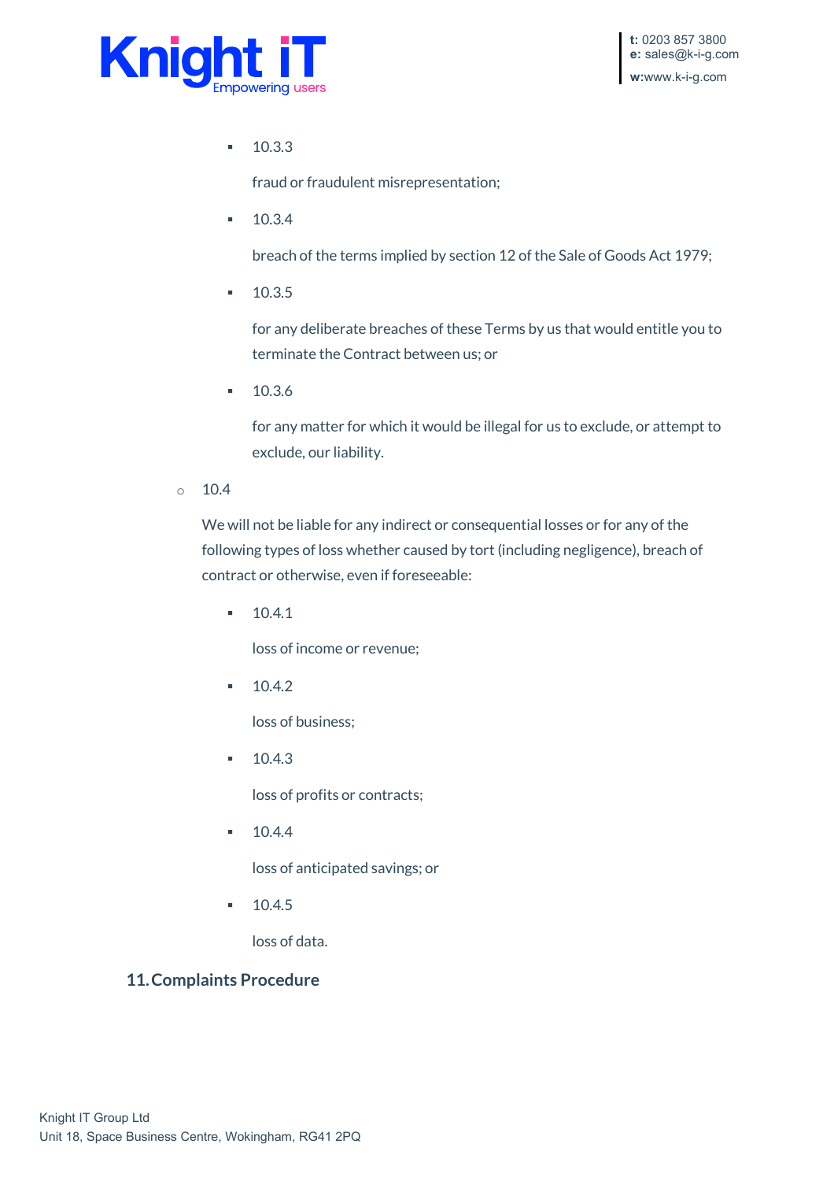- 10.3.3

  fraud or fraudulent misrepresentation;

- 10.3.4

  breach of the terms implied by section 12 of the Sale of Goods Act 1979;

- 10.3.5

  for any deliberate breaches of these Terms by us that would entitle you to terminate the Contract between us; or

- 10.3.6

  for any matter for which it would be illegal for us to exclude, or attempt to exclude, our liability.

- 10.4

  We will not be liable for any indirect or consequential losses or for any of the following types of loss whether caused by tort (including negligence), breach of contract or otherwise, even if foreseeable:

  - 10.4.1

    loss of income or revenue;

  - 10.4.2

    loss of business;

  - 10.4.3

    loss of profits or contracts;

  - 10.4.4

    loss of anticipated savings; or

  - 10.4.5

    loss of data.

## 11. Complaints Procedure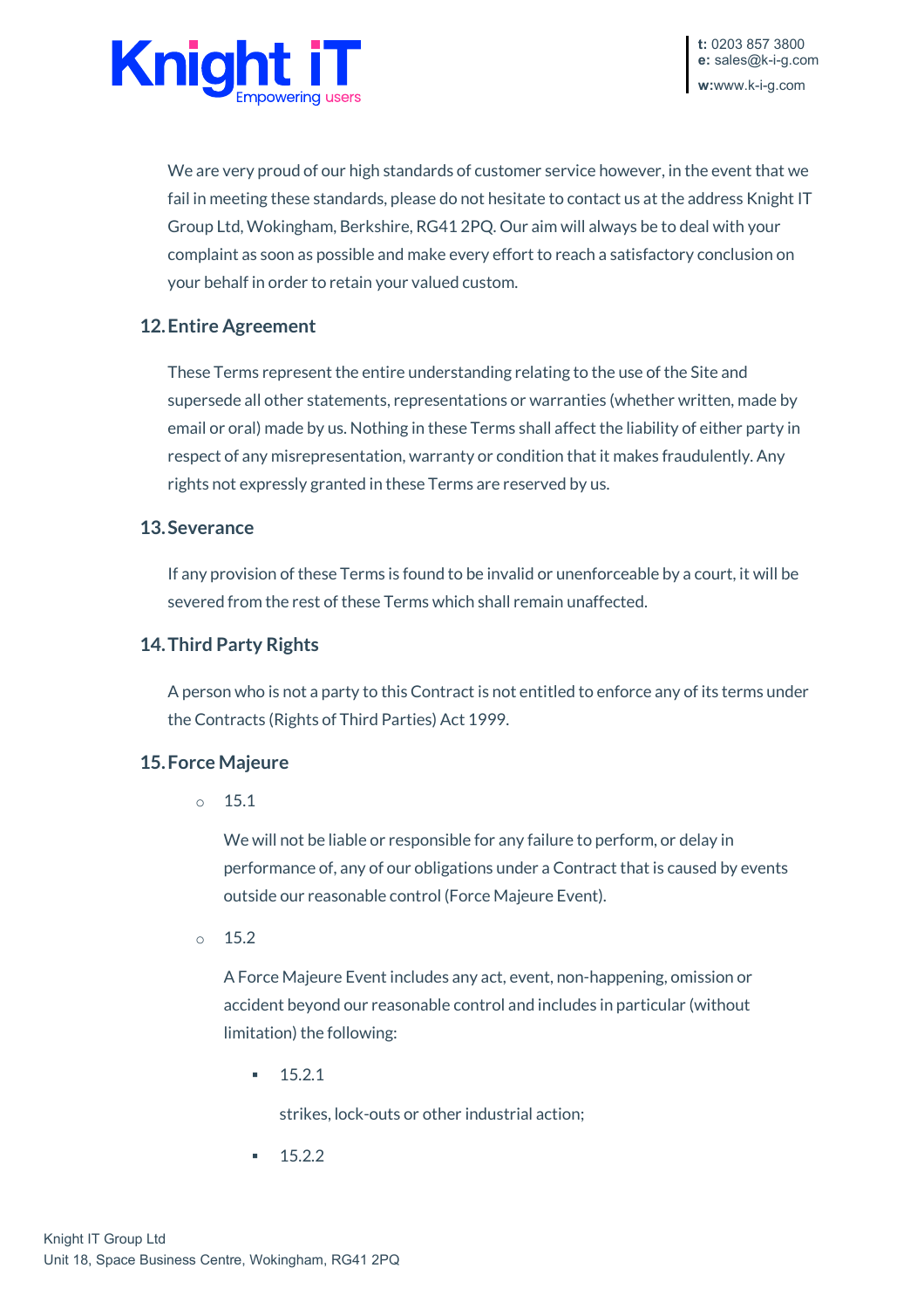We are very proud of our high standards of customer service however, in the event that we fail in meeting these standards, please do not hesitate to contact us at the address Knight IT Group Ltd, Wokingham, Berkshire, RG41 2PQ. Our aim will always be to deal with your complaint as soon as possible and make every effort to reach a satisfactory conclusion on your behalf in order to retain your valued custom.

## 12. Entire Agreement

These Terms represent the entire understanding relating to the use of the Site and supersede all other statements, representations or warranties (whether written, made by email or oral) made by us. Nothing in these Terms shall affect the liability of either party in respect of any misrepresentation, warranty or condition that it makes fraudulently. Any rights not expressly granted in these Terms are reserved by us.

## 13. Severance

If any provision of these Terms is found to be invalid or unenforceable by a court, it will be severed from the rest of these Terms which shall remain unaffected.

## 14. Third Party Rights

A person who is not a party to this Contract is not entitled to enforce any of its terms under the Contracts (Rights of Third Parties) Act 1999.

## 15. Force Majeure

- 15.1

  We will not be liable or responsible for any failure to perform, or delay in performance of, any of our obligations under a Contract that is caused by events outside our reasonable control (Force Majeure Event).

- 15.2

  A Force Majeure Event includes any act, event, non-happening, omission or accident beyond our reasonable control and includes in particular (without limitation) the following:

  - 15.2.1

    strikes, lock-outs or other industrial action;

  - 15.2.2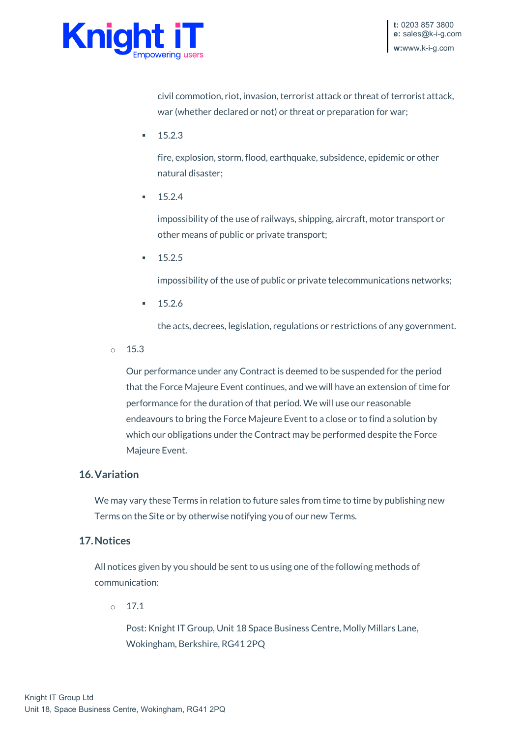civil commotion, riot, invasion, terrorist attack or threat of terrorist attack, war (whether declared or not) or threat or preparation for war;

- 15.2.3

  fire, explosion, storm, flood, earthquake, subsidence, epidemic or other natural disaster;

- 15.2.4

  impossibility of the use of railways, shipping, aircraft, motor transport or other means of public or private transport;

- 15.2.5

  impossibility of the use of public or private telecommunications networks;

- 15.2.6

  the acts, decrees, legislation, regulations or restrictions of any government.

- 15.3

  Our performance under any Contract is deemed to be suspended for the period that the Force Majeure Event continues, and we will have an extension of time for performance for the duration of that period. We will use our reasonable endeavours to bring the Force Majeure Event to a close or to find a solution by which our obligations under the Contract may be performed despite the Force Majeure Event.

### 16. Variation

We may vary these Terms in relation to future sales from time to time by publishing new Terms on the Site or by otherwise notifying you of our new Terms.

### 17. Notices

All notices given by you should be sent to us using one of the following methods of communication:

- 17.1

  Post: Knight IT Group, Unit 18 Space Business Centre, Molly Millars Lane, Wokingham, Berkshire, RG41 2PQ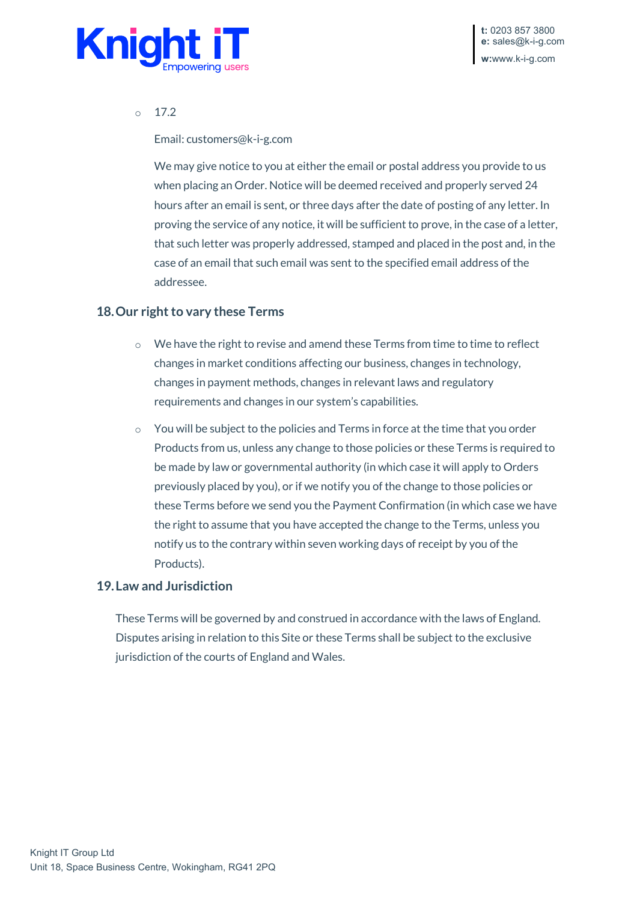- 17.2

  Email: customers@k-i-g.com

  We may give notice to you at either the email or postal address you provide to us when placing an Order. Notice will be deemed received and properly served 24 hours after an email is sent, or three days after the date of posting of any letter. In proving the service of any notice, it will be sufficient to prove, in the case of a letter, that such letter was properly addressed, stamped and placed in the post and, in the case of an email that such email was sent to the specified email address of the addressee.

## 18. Our right to vary these Terms

- We have the right to revise and amend these Terms from time to time to reflect changes in market conditions affecting our business, changes in technology, changes in payment methods, changes in relevant laws and regulatory requirements and changes in our system's capabilities.
- You will be subject to the policies and Terms in force at the time that you order Products from us, unless any change to those policies or these Terms is required to be made by law or governmental authority (in which case it will apply to Orders previously placed by you), or if we notify you of the change to those policies or these Terms before we send you the Payment Confirmation (in which case we have the right to assume that you have accepted the change to the Terms, unless you notify us to the contrary within seven working days of receipt by you of the Products).

## 19. Law and Jurisdiction

These Terms will be governed by and construed in accordance with the laws of England. Disputes arising in relation to this Site or these Terms shall be subject to the exclusive jurisdiction of the courts of England and Wales.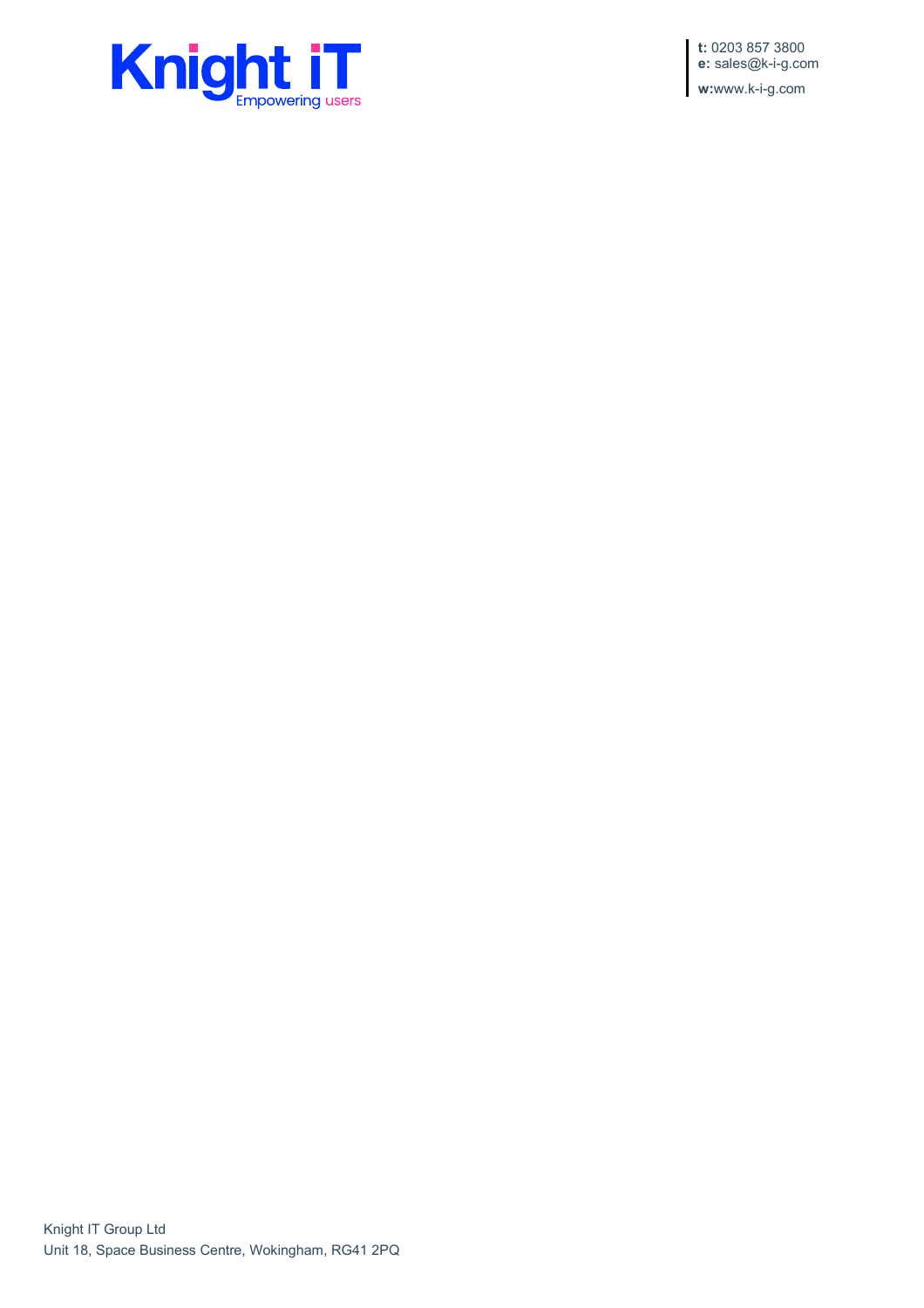Knight iT
Empowering users

**t:** 0203 857 3800
**e:** sales@k-i-g.com
**w:**www.k-i-g.com

Knight IT Group Ltd
Unit 18, Space Business Centre, Wokingham, RG41 2PQ